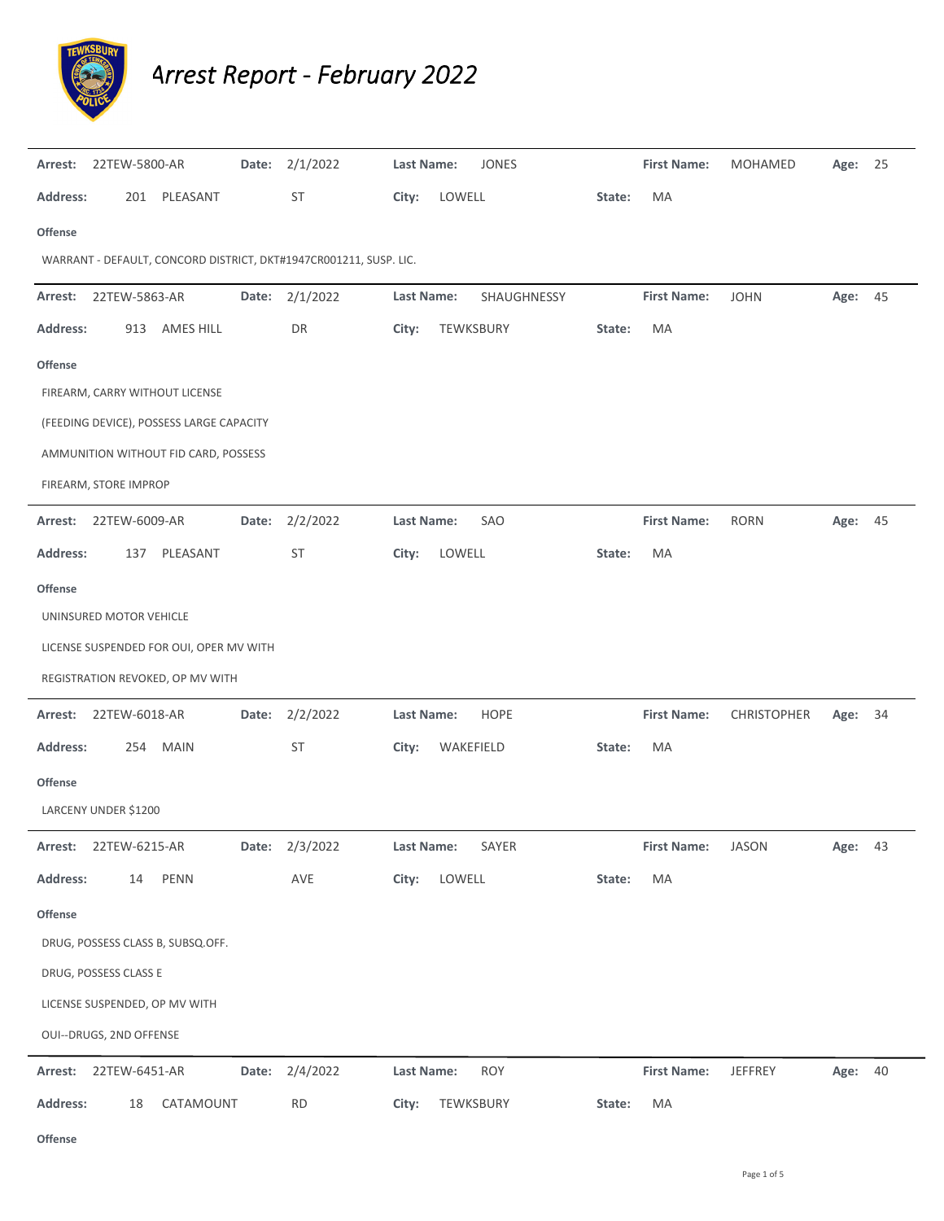# Arrest Report - February 2022

**Arrest:** 22TEW-5800-AR **Date:** 2/1/2022 **Last Name:** JONES **First Name:** MOHAMED **Age:** 25

**Address:** 201 PLEASANT ST **City:** LOWELL **State:** MA

**Offense**

WARRANT - DEFAULT, CONCORD DISTRICT, DKT#1947CR001211, SUSP. LIC.

---

**Arrest:** 22TEW-5863-AR **Date:** 2/1/2022 **Last Name:** SHAUGHNESSY **First Name:** JOHN **Age:** 45

**Address:** 913 AMES HILL DR **City:** TEWKSBURY **State:** MA

**Offense**

FIREARM, CARRY WITHOUT LICENSE

(FEEDING DEVICE), POSSESS LARGE CAPACITY

AMMUNITION WITHOUT FID CARD, POSSESS

FIREARM, STORE IMPROP

---

**Arrest:** 22TEW-6009-AR **Date:** 2/2/2022 **Last Name:** SAO **First Name:** RORN **Age:** 45

**Address:** 137 PLEASANT ST **City:** LOWELL **State:** MA

**Offense**

UNINSURED MOTOR VEHICLE

LICENSE SUSPENDED FOR OUI, OPER MV WITH

REGISTRATION REVOKED, OP MV WITH

---

**Arrest:** 22TEW-6018-AR **Date:** 2/2/2022 **Last Name:** HOPE **First Name:** CHRISTOPHER **Age:** 34

**Address:** 254 MAIN ST **City:** WAKEFIELD **State:** MA

**Offense**

LARCENY UNDER $1200

---

**Arrest:** 22TEW-6215-AR **Date:** 2/3/2022 **Last Name:** SAYER **First Name:** JASON **Age:** 43

**Address:** 14 PENN AVE **City:** LOWELL **State:** MA

**Offense**

DRUG, POSSESS CLASS B, SUBSQ.OFF.

DRUG, POSSESS CLASS E

LICENSE SUSPENDED, OP MV WITH

OUI--DRUGS, 2ND OFFENSE

---

**Arrest:** 22TEW-6451-AR **Date:** 2/4/2022 **Last Name:** ROY **First Name:** JEFFREY **Age:** 40

**Address:** 18 CATAMOUNT RD **City:** TEWKSBURY **State:** MA

**Offense**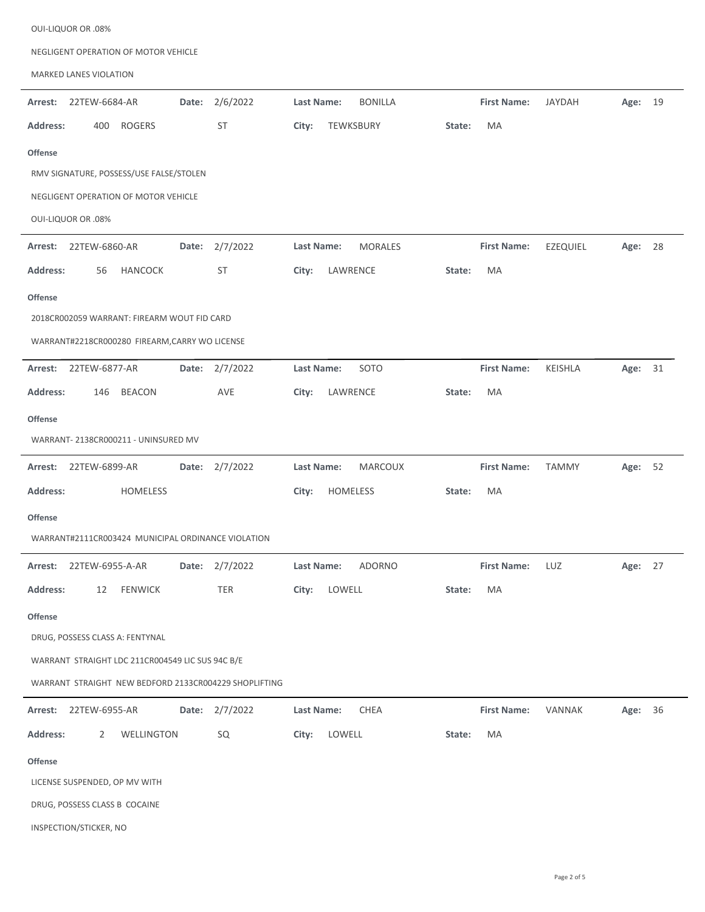OUI-LIQUOR OR .08%

NEGLIGENT OPERATION OF MOTOR VEHICLE

MARKED LANES VIOLATION

---

**Arrest:** 22TEW-6684-AR **Date:** 2/6/2022 **Last Name:** BONILLA **First Name:** JAYDAH **Age:** 19

**Address:** 400 ROGERS ST **City:** TEWKSBURY **State:** MA

**Offense**

RMV SIGNATURE, POSSESS/USE FALSE/STOLEN

NEGLIGENT OPERATION OF MOTOR VEHICLE

OUI-LIQUOR OR .08%

---

**Arrest:** 22TEW-6860-AR **Date:** 2/7/2022 **Last Name:** MORALES **First Name:** EZEQUIEL **Age:** 28

**Address:** 56 HANCOCK ST **City:** LAWRENCE **State:** MA

**Offense**

2018CR002059 WARRANT: FIREARM WOUT FID CARD

WARRANT#2218CR000280 FIREARM,CARRY WO LICENSE

---

**Arrest:** 22TEW-6877-AR **Date:** 2/7/2022 **Last Name:** SOTO **First Name:** KEISHLA **Age:** 31

**Address:** 146 BEACON AVE **City:** LAWRENCE **State:** MA

**Offense**

WARRANT- 2138CR000211 - UNINSURED MV

---

**Arrest:** 22TEW-6899-AR **Date:** 2/7/2022 **Last Name:** MARCOUX **First Name:** TAMMY **Age:** 52

**Address:** HOMELESS **City:** HOMELESS **State:** MA

**Offense**

WARRANT#2111CR003424 MUNICIPAL ORDINANCE VIOLATION

---

**Arrest:** 22TEW-6955-A-AR **Date:** 2/7/2022 **Last Name:** ADORNO **First Name:** LUZ **Age:** 27

**Address:** 12 FENWICK TER **City:** LOWELL **State:** MA

**Offense**

DRUG, POSSESS CLASS A: FENTYNAL

WARRANT STRAIGHT LDC 211CR004549 LIC SUS 94C B/E

WARRANT STRAIGHT NEW BEDFORD 2133CR004229 SHOPLIFTING

---

**Arrest:** 22TEW-6955-AR **Date:** 2/7/2022 **Last Name:** CHEA **First Name:** VANNAK **Age:** 36

**Address:** 2 WELLINGTON SQ **City:** LOWELL **State:** MA

**Offense**

LICENSE SUSPENDED, OP MV WITH

DRUG, POSSESS CLASS B COCAINE

INSPECTION/STICKER, NO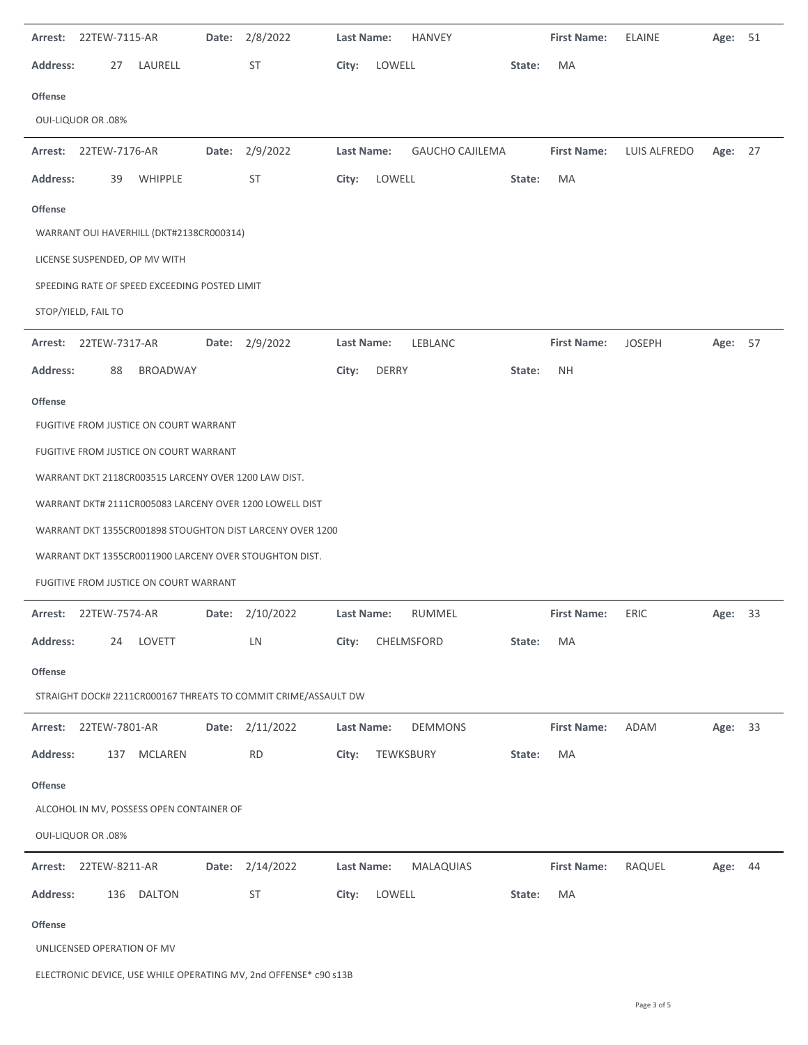| Arrest: | 22TEW-7115-AR | Date: | 2/8/2022 | Last Name: | HANVEY | First Name: | ELAINE | Age: | 51 |
|---|---|---|---|---|---|---|---|---|---|
| Address: | 27 LAURELL ST | | | City: | LOWELL | State: | MA | | |

**Offense**

OUI-LIQUOR OR .08%

---

| Arrest: | 22TEW-7176-AR | Date: | 2/9/2022 | Last Name: | GAUCHO CAJILEMA | First Name: | LUIS ALFREDO | Age: | 27 |
|---|---|---|---|---|---|---|---|---|---|
| Address: | 39 WHIPPLE ST | | | City: | LOWELL | State: | MA | | |

**Offense**

WARRANT OUI HAVERHILL (DKT#2138CR000314)

LICENSE SUSPENDED, OP MV WITH

SPEEDING RATE OF SPEED EXCEEDING POSTED LIMIT

STOP/YIELD, FAIL TO

---

| Arrest: | 22TEW-7317-AR | Date: | 2/9/2022 | Last Name: | LEBLANC | First Name: | JOSEPH | Age: | 57 |
|---|---|---|---|---|---|---|---|---|---|
| Address: | 88 BROADWAY | | | City: | DERRY | State: | NH | | |

**Offense**

FUGITIVE FROM JUSTICE ON COURT WARRANT

FUGITIVE FROM JUSTICE ON COURT WARRANT

WARRANT DKT 2118CR003515 LARCENY OVER 1200 LAW DIST.

WARRANT DKT# 2111CR005083 LARCENY OVER 1200 LOWELL DIST

WARRANT DKT 1355CR001898 STOUGHTON DIST LARCENY OVER 1200

WARRANT DKT 1355CR0011900 LARCENY OVER STOUGHTON DIST.

FUGITIVE FROM JUSTICE ON COURT WARRANT

---

| Arrest: | 22TEW-7574-AR | Date: | 2/10/2022 | Last Name: | RUMMEL | First Name: | ERIC | Age: | 33 |
|---|---|---|---|---|---|---|---|---|---|
| Address: | 24 LOVETT LN | | | City: | CHELMSFORD | State: | MA | | |

**Offense**

STRAIGHT DOCK# 2211CR000167 THREATS TO COMMIT CRIME/ASSAULT DW

---

| Arrest: | 22TEW-7801-AR | Date: | 2/11/2022 | Last Name: | DEMMONS | First Name: | ADAM | Age: | 33 |
|---|---|---|---|---|---|---|---|---|---|
| Address: | 137 MCLAREN RD | | | City: | TEWKSBURY | State: | MA | | |

**Offense**

ALCOHOL IN MV, POSSESS OPEN CONTAINER OF

OUI-LIQUOR OR .08%

---

| Arrest: | 22TEW-8211-AR | Date: | 2/14/2022 | Last Name: | MALAQUIAS | First Name: | RAQUEL | Age: | 44 |
|---|---|---|---|---|---|---|---|---|---|
| Address: | 136 DALTON ST | | | City: | LOWELL | State: | MA | | |

**Offense**

UNLICENSED OPERATION OF MV

ELECTRONIC DEVICE, USE WHILE OPERATING MV, 2nd OFFENSE* c90 s13B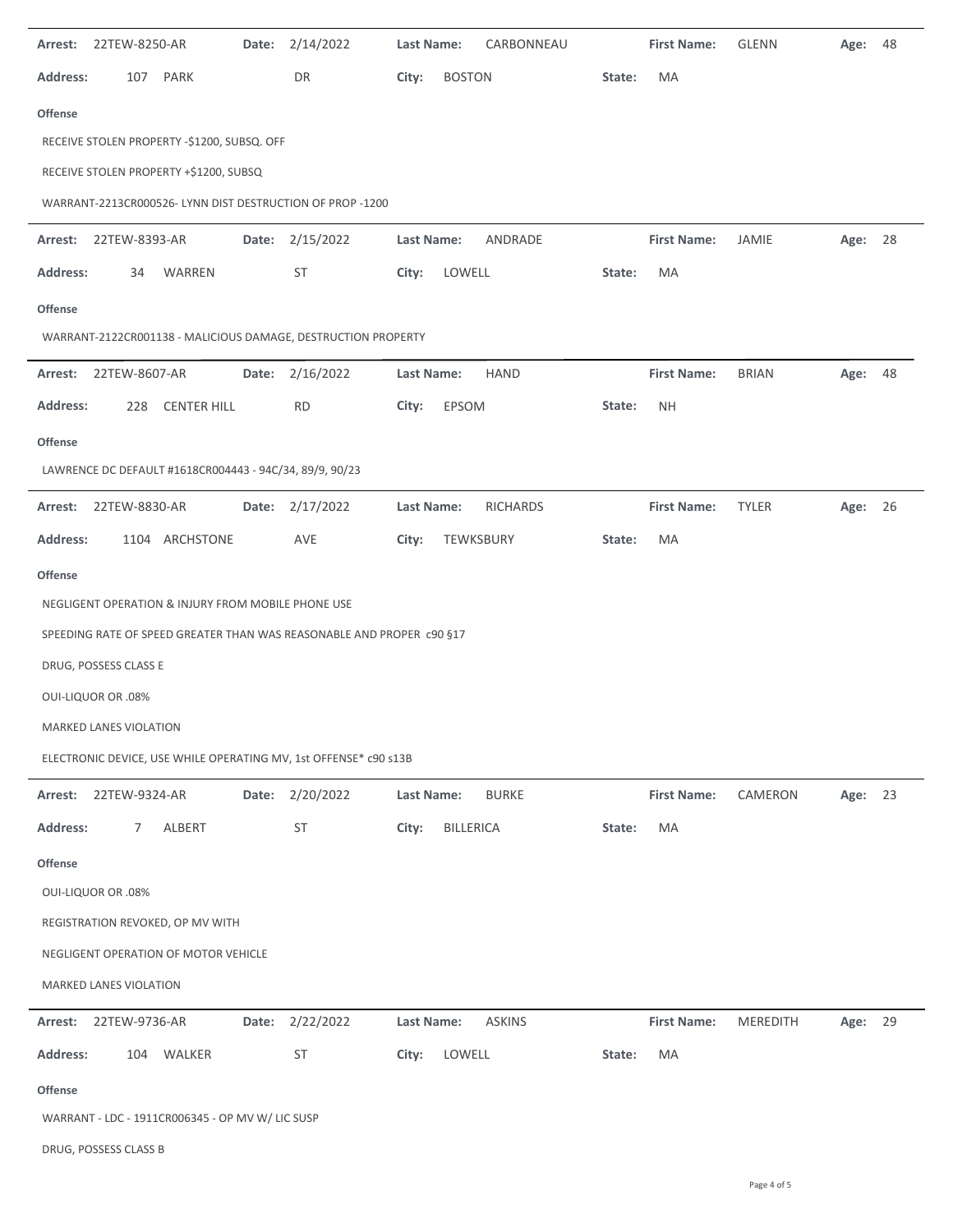**Arrest:** 22TEW-8250-AR **Date:** 2/14/2022 **Last Name:** CARBONNEAU **First Name:** GLENN **Age:** 48

**Address:** 107 PARK DR **City:** BOSTON **State:** MA

**Offense**

RECEIVE STOLEN PROPERTY -$1200, SUBSQ. OFF

RECEIVE STOLEN PROPERTY +$1200, SUBSQ

WARRANT-2213CR000526- LYNN DIST DESTRUCTION OF PROP -1200

---

**Arrest:** 22TEW-8393-AR **Date:** 2/15/2022 **Last Name:** ANDRADE **First Name:** JAMIE **Age:** 28

**Address:** 34 WARREN ST **City:** LOWELL **State:** MA

**Offense**

WARRANT-2122CR001138 - MALICIOUS DAMAGE, DESTRUCTION PROPERTY

---

**Arrest:** 22TEW-8607-AR **Date:** 2/16/2022 **Last Name:** HAND **First Name:** BRIAN **Age:** 48

**Address:** 228 CENTER HILL RD **City:** EPSOM **State:** NH

**Offense**

LAWRENCE DC DEFAULT #1618CR004443 - 94C/34, 89/9, 90/23

---

**Arrest:** 22TEW-8830-AR **Date:** 2/17/2022 **Last Name:** RICHARDS **First Name:** TYLER **Age:** 26

**Address:** 1104 ARCHSTONE AVE **City:** TEWKSBURY **State:** MA

**Offense**

NEGLIGENT OPERATION & INJURY FROM MOBILE PHONE USE

SPEEDING RATE OF SPEED GREATER THAN WAS REASONABLE AND PROPER c90 §17

DRUG, POSSESS CLASS E

OUI-LIQUOR OR .08%

MARKED LANES VIOLATION

ELECTRONIC DEVICE, USE WHILE OPERATING MV, 1st OFFENSE* c90 s13B

---

**Arrest:** 22TEW-9324-AR **Date:** 2/20/2022 **Last Name:** BURKE **First Name:** CAMERON **Age:** 23

**Address:** 7 ALBERT ST **City:** BILLERICA **State:** MA

**Offense**

OUI-LIQUOR OR .08%

REGISTRATION REVOKED, OP MV WITH

NEGLIGENT OPERATION OF MOTOR VEHICLE

MARKED LANES VIOLATION

---

**Arrest:** 22TEW-9736-AR **Date:** 2/22/2022 **Last Name:** ASKINS **First Name:** MEREDITH **Age:** 29

**Address:** 104 WALKER ST **City:** LOWELL **State:** MA

**Offense**

WARRANT - LDC - 1911CR006345 - OP MV W/ LIC SUSP

DRUG, POSSESS CLASS B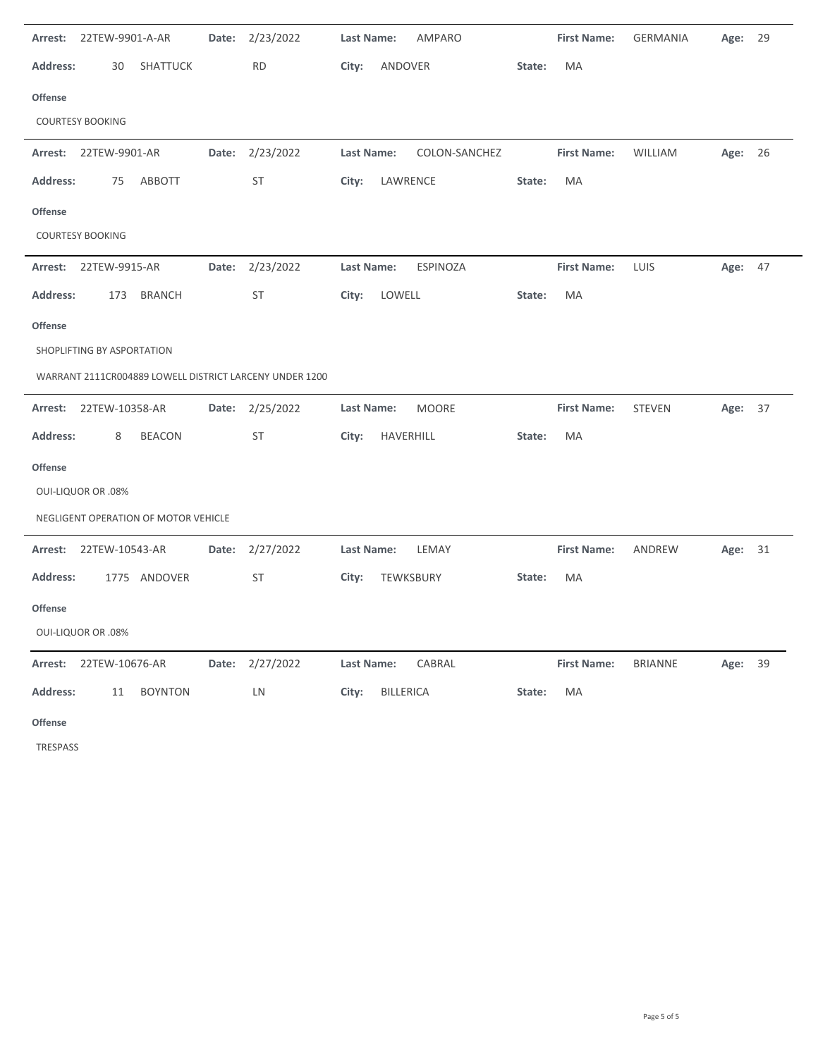**Arrest:** 22TEW-9901-A-AR **Date:** 2/23/2022 **Last Name:** AMPARO **First Name:** GERMANIA **Age:** 29

**Address:** 30 SHATTUCK RD **City:** ANDOVER **State:** MA

**Offense**

COURTESY BOOKING

---

**Arrest:** 22TEW-9901-AR **Date:** 2/23/2022 **Last Name:** COLON-SANCHEZ **First Name:** WILLIAM **Age:** 26

**Address:** 75 ABBOTT ST **City:** LAWRENCE **State:** MA

**Offense**

COURTESY BOOKING

---

**Arrest:** 22TEW-9915-AR **Date:** 2/23/2022 **Last Name:** ESPINOZA **First Name:** LUIS **Age:** 47

**Address:** 173 BRANCH ST **City:** LOWELL **State:** MA

**Offense**

SHOPLIFTING BY ASPORTATION

WARRANT 2111CR004889 LOWELL DISTRICT LARCENY UNDER 1200

---

**Arrest:** 22TEW-10358-AR **Date:** 2/25/2022 **Last Name:** MOORE **First Name:** STEVEN **Age:** 37

**Address:** 8 BEACON ST **City:** HAVERHILL **State:** MA

**Offense**

OUI-LIQUOR OR .08%

NEGLIGENT OPERATION OF MOTOR VEHICLE

---

**Arrest:** 22TEW-10543-AR **Date:** 2/27/2022 **Last Name:** LEMAY **First Name:** ANDREW **Age:** 31

**Address:** 1775 ANDOVER ST **City:** TEWKSBURY **State:** MA

**Offense**

OUI-LIQUOR OR .08%

---

**Arrest:** 22TEW-10676-AR **Date:** 2/27/2022 **Last Name:** CABRAL **First Name:** BRIANNE **Age:** 39

**Address:** 11 BOYNTON LN **City:** BILLERICA **State:** MA

**Offense**

TRESPASS